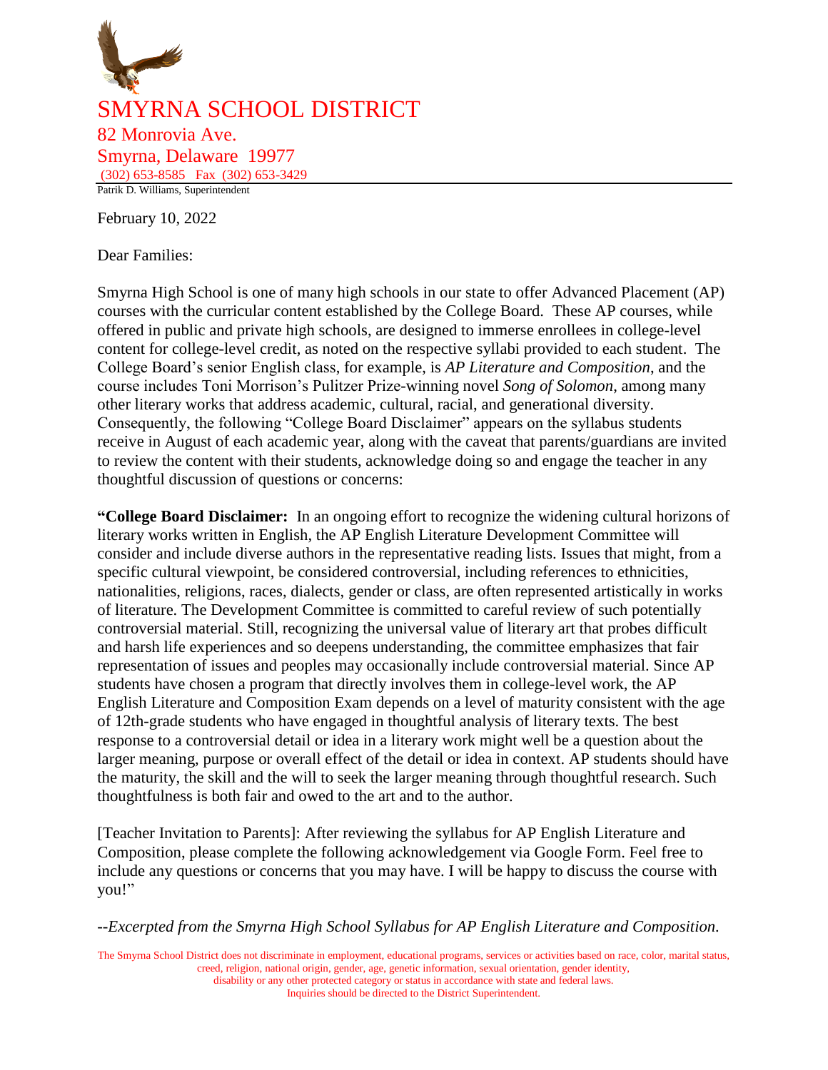# SMYRNA SCHOOL DISTRICT

82 Monrovia Ave.
Smyrna, Delaware 19977
(302) 653-8585 Fax (302) 653-3429

Patrik D. Williams, Superintendent

February 10, 2022

Dear Families:

Smyrna High School is one of many high schools in our state to offer Advanced Placement (AP) courses with the curricular content established by the College Board. These AP courses, while offered in public and private high schools, are designed to immerse enrollees in college-level content for college-level credit, as noted on the respective syllabi provided to each student. The College Board's senior English class, for example, is *AP Literature and Composition*, and the course includes Toni Morrison's Pulitzer Prize-winning novel *Song of Solomon*, among many other literary works that address academic, cultural, racial, and generational diversity. Consequently, the following "College Board Disclaimer" appears on the syllabus students receive in August of each academic year, along with the caveat that parents/guardians are invited to review the content with their students, acknowledge doing so and engage the teacher in any thoughtful discussion of questions or concerns:

**"College Board Disclaimer:** In an ongoing effort to recognize the widening cultural horizons of literary works written in English, the AP English Literature Development Committee will consider and include diverse authors in the representative reading lists. Issues that might, from a specific cultural viewpoint, be considered controversial, including references to ethnicities, nationalities, religions, races, dialects, gender or class, are often represented artistically in works of literature. The Development Committee is committed to careful review of such potentially controversial material. Still, recognizing the universal value of literary art that probes difficult and harsh life experiences and so deepens understanding, the committee emphasizes that fair representation of issues and peoples may occasionally include controversial material. Since AP students have chosen a program that directly involves them in college-level work, the AP English Literature and Composition Exam depends on a level of maturity consistent with the age of 12th-grade students who have engaged in thoughtful analysis of literary texts. The best response to a controversial detail or idea in a literary work might well be a question about the larger meaning, purpose or overall effect of the detail or idea in context. AP students should have the maturity, the skill and the will to seek the larger meaning through thoughtful research. Such thoughtfulness is both fair and owed to the art and to the author.

[Teacher Invitation to Parents]: After reviewing the syllabus for AP English Literature and Composition, please complete the following acknowledgement via Google Form. Feel free to include any questions or concerns that you may have. I will be happy to discuss the course with you!"

*--Excerpted from the Smyrna High School Syllabus for AP English Literature and Composition.*

The Smyrna School District does not discriminate in employment, educational programs, services or activities based on race, color, marital status, creed, religion, national origin, gender, age, genetic information, sexual orientation, gender identity, disability or any other protected category or status in accordance with state and federal laws. Inquiries should be directed to the District Superintendent.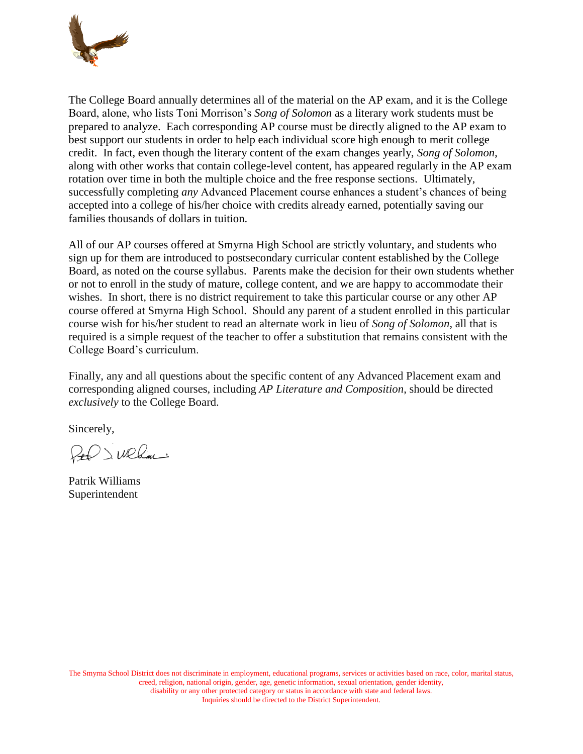The College Board annually determines all of the material on the AP exam, and it is the College Board, alone, who lists Toni Morrison's *Song of Solomon* as a literary work students must be prepared to analyze. Each corresponding AP course must be directly aligned to the AP exam to best support our students in order to help each individual score high enough to merit college credit. In fact, even though the literary content of the exam changes yearly, *Song of Solomon*, along with other works that contain college-level content, has appeared regularly in the AP exam rotation over time in both the multiple choice and the free response sections. Ultimately, successfully completing *any* Advanced Placement course enhances a student's chances of being accepted into a college of his/her choice with credits already earned, potentially saving our families thousands of dollars in tuition.

All of our AP courses offered at Smyrna High School are strictly voluntary, and students who sign up for them are introduced to postsecondary curricular content established by the College Board, as noted on the course syllabus. Parents make the decision for their own students whether or not to enroll in the study of mature, college content, and we are happy to accommodate their wishes. In short, there is no district requirement to take this particular course or any other AP course offered at Smyrna High School. Should any parent of a student enrolled in this particular course wish for his/her student to read an alternate work in lieu of *Song of Solomon*, all that is required is a simple request of the teacher to offer a substitution that remains consistent with the College Board's curriculum.

Finally, any and all questions about the specific content of any Advanced Placement exam and corresponding aligned courses, including *AP Literature and Composition*, should be directed *exclusively* to the College Board.

Sincerely,

Patrik Williams
Superintendent

The Smyrna School District does not discriminate in employment, educational programs, services or activities based on race, color, marital status, creed, religion, national origin, gender, age, genetic information, sexual orientation, gender identity, disability or any other protected category or status in accordance with state and federal laws. Inquiries should be directed to the District Superintendent.